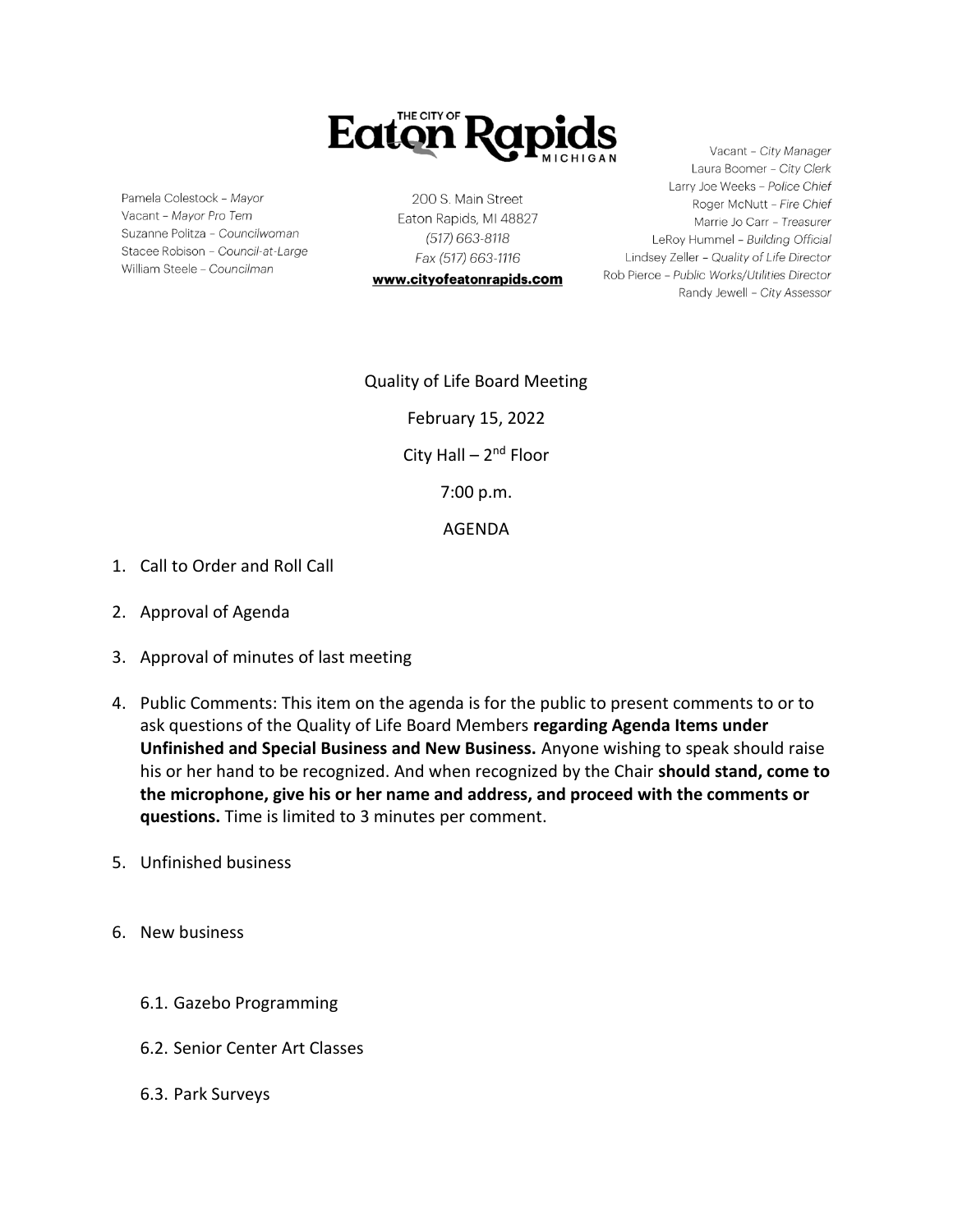THE CITY OF **Eaton Rapids** MICHIGAN

Pamela Colestock – *Mayor*
Vacant – *Mayor Pro Tem*
Suzanne Politza – *Councilwoman*
Stacee Robison – *Council-at-Large*
William Steele – *Councilman*

200 S. Main Street
Eaton Rapids, MI 48827
*(517) 663-8118*
*Fax (517) 663-1116*
**www.cityofeatonrapids.com**

Vacant – *City Manager*
Laura Boomer – *City Clerk*
Larry Joe Weeks – *Police Chief*
Roger McNutt – *Fire Chief*
Marrie Jo Carr – *Treasurer*
LeRoy Hummel – *Building Official*
Lindsey Zeller – *Quality of Life Director*
Rob Pierce – *Public Works/Utilities Director*
Randy Jewell – *City Assessor*

Quality of Life Board Meeting

February 15, 2022

City Hall – 2nd Floor

7:00 p.m.

AGENDA

1. Call to Order and Roll Call
2. Approval of Agenda
3. Approval of minutes of last meeting
4. Public Comments: This item on the agenda is for the public to present comments to or to ask questions of the Quality of Life Board Members **regarding Agenda Items under Unfinished and Special Business and New Business.** Anyone wishing to speak should raise his or her hand to be recognized. And when recognized by the Chair **should stand, come to the microphone, give his or her name and address, and proceed with the comments or questions.** Time is limited to 3 minutes per comment.
5. Unfinished business
6. New business
   - 6.1. Gazebo Programming
   - 6.2. Senior Center Art Classes
   - 6.3. Park Surveys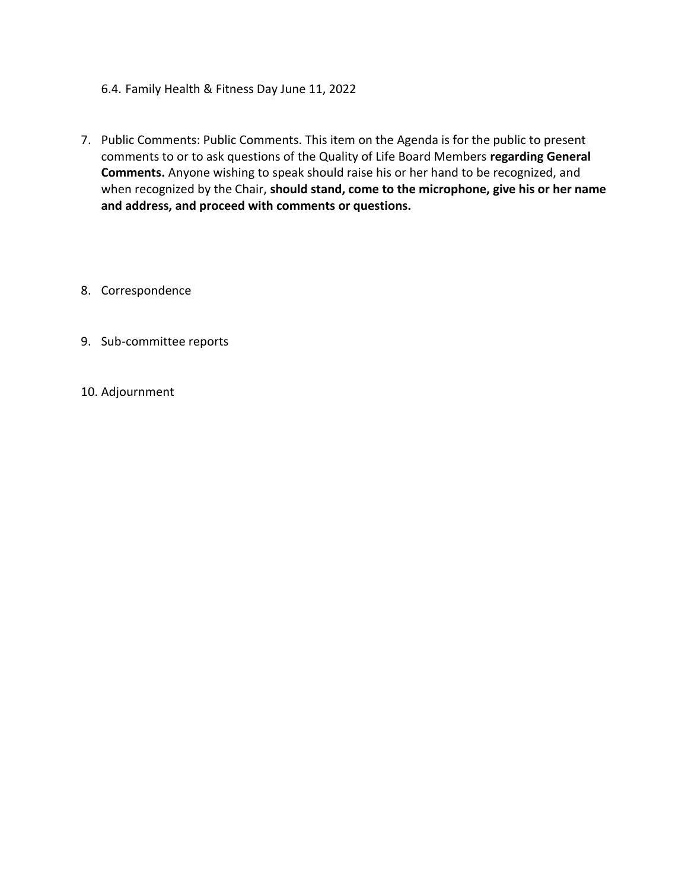6.4. Family Health & Fitness Day June 11, 2022

7. Public Comments: Public Comments. This item on the Agenda is for the public to present comments to or to ask questions of the Quality of Life Board Members **regarding General Comments.** Anyone wishing to speak should raise his or her hand to be recognized, and when recognized by the Chair, **should stand, come to the microphone, give his or her name and address, and proceed with comments or questions.**

8. Correspondence

9. Sub-committee reports

10. Adjournment